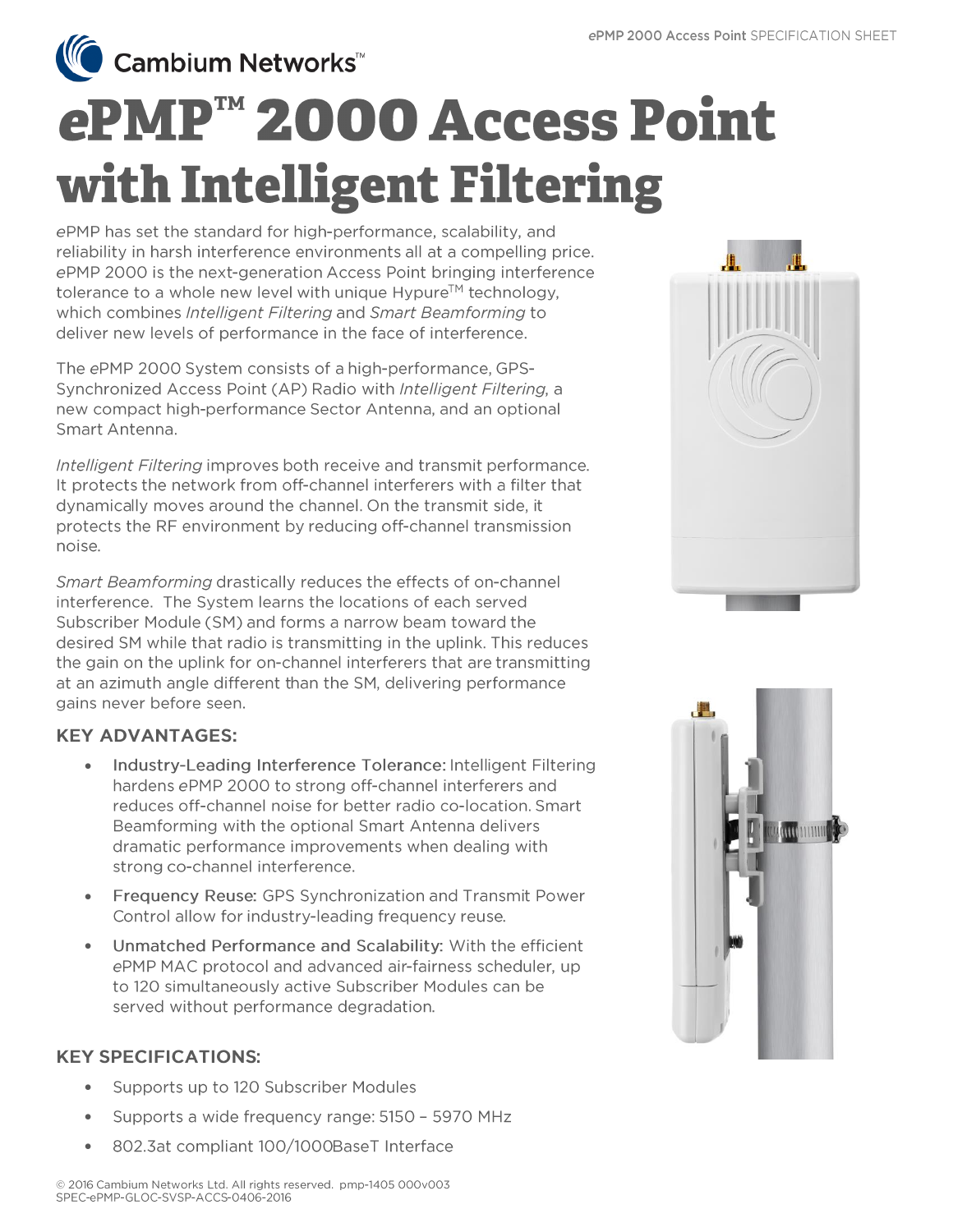Cambium Networks™

# ePMP™ 2000 Access Point with Intelligent Filtering

*e*PMP has set the standard for high-performance, scalability, and reliability in harsh interference environments all at a compelling price. *e*PMP 2000 is the next-generation Access Point bringing interference tolerance to a whole new level with unique Hypure™ technology, which combines *Intelligent Filtering* and *Smart Beamforming* to deliver new levels of performance in the face of interference.

The *e*PMP 2000 System consists of a high-performance, GPS-Synchronized Access Point (AP) Radio with *Intelligent Filtering*, a new compact high-performance Sector Antenna, and an optional Smart Antenna.

*Intelligent Filtering* improves both receive and transmit performance. It protects the network from off-channel interferers with a filter that dynamically moves around the channel. On the transmit side, it protects the RF environment by reducing off-channel transmission noise.

*Smart Beamforming* drastically reduces the effects of on-channel interference. The System learns the locations of each served Subscriber Module (SM) and forms a narrow beam toward the desired SM while that radio is transmitting in the uplink. This reduces the gain on the uplink for on-channel interferers that are transmitting at an azimuth angle different than the SM, delivering performance gains never before seen.

## KEY ADVANTAGES:

- Industry-Leading Interference Tolerance: Intelligent Filtering hardens *e*PMP 2000 to strong off-channel interferers and reduces off-channel noise for better radio co-location. Smart Beamforming with the optional Smart Antenna delivers dramatic performance improvements when dealing with strong co-channel interference.
- Frequency Reuse: GPS Synchronization and Transmit Power Control allow for industry-leading frequency reuse.
- Unmatched Performance and Scalability: With the efficient *e*PMP MAC protocol and advanced air-fairness scheduler, up to 120 simultaneously active Subscriber Modules can be served without performance degradation.

## KEY SPECIFICATIONS:

- Supports up to 120 Subscriber Modules
- Supports a wide frequency range: 5150 – 5970 MHz
- 802.3at compliant 100/1000BaseT Interface

© 2016 Cambium Networks Ltd. All rights reserved. pmp-1405 000v003
SPEC-ePMP-GLOC-SVSP-ACCS-0406-2016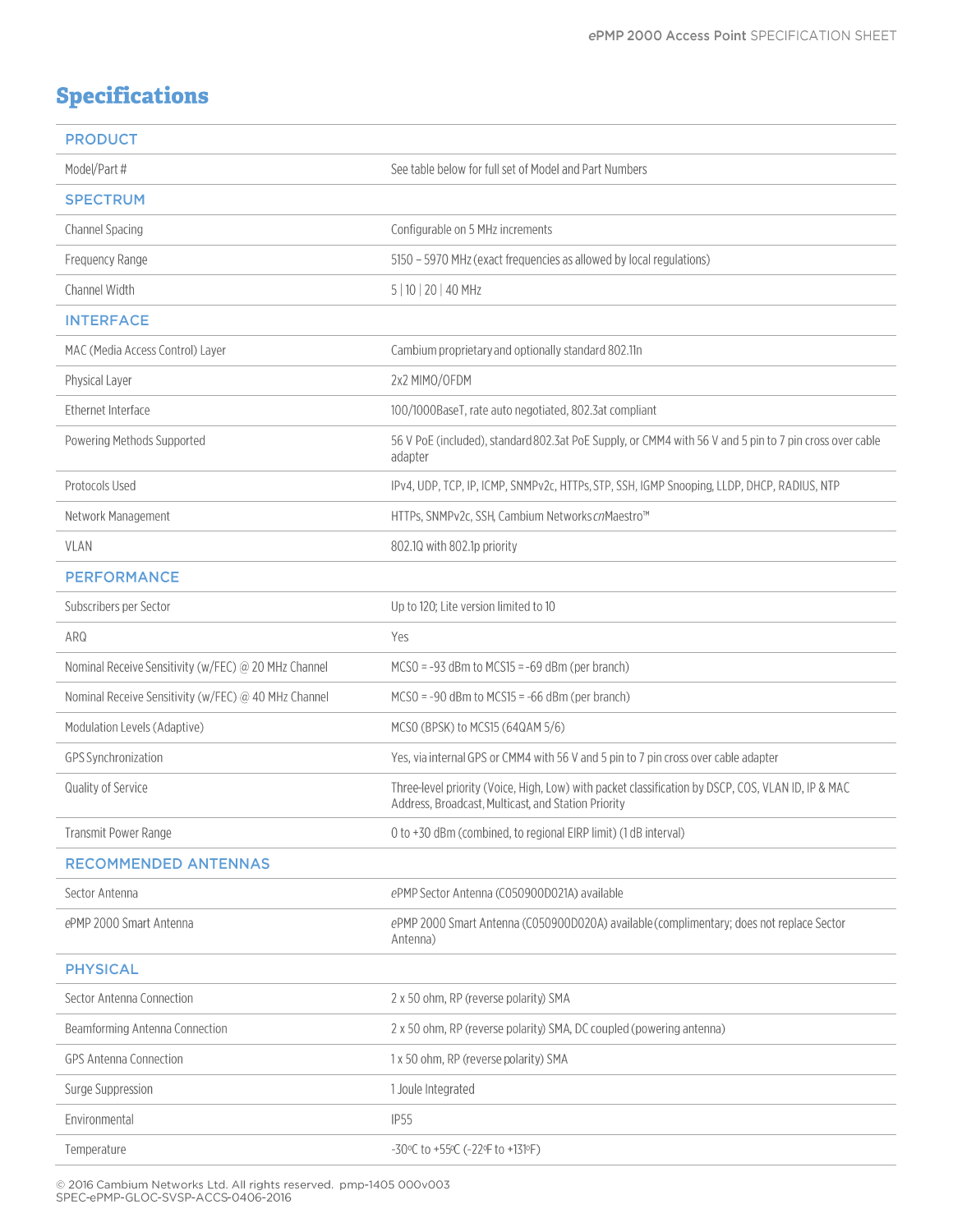# Specifications

| PRODUCT | |
|---|---|
| Model/Part # | See table below for full set of Model and Part Numbers |
| **SPECTRUM** | |
| Channel Spacing | Configurable on 5 MHz increments |
| Frequency Range | 5150 – 5970 MHz (exact frequencies as allowed by local regulations) |
| Channel Width | 5 \| 10 \| 20 \| 40 MHz |
| **INTERFACE** | |
| MAC (Media Access Control) Layer | Cambium proprietary and optionally standard 802.11n |
| Physical Layer | 2x2 MIMO/OFDM |
| Ethernet Interface | 100/1000BaseT, rate auto negotiated, 802.3at compliant |
| Powering Methods Supported | 56 V PoE (included), standard 802.3at PoE Supply, or CMM4 with 56 V and 5 pin to 7 pin cross over cable adapter |
| Protocols Used | IPv4, UDP, TCP, IP, ICMP, SNMPv2c, HTTPs, STP, SSH, IGMP Snooping, LLDP, DHCP, RADIUS, NTP |
| Network Management | HTTPs, SNMPv2c, SSH, Cambium Networks *cn*Maestro™ |
| VLAN | 802.1Q with 802.1p priority |
| **PERFORMANCE** | |
| Subscribers per Sector | Up to 120; Lite version limited to 10 |
| ARQ | Yes |
| Nominal Receive Sensitivity (w/FEC) @ 20 MHz Channel | MCS0 = -93 dBm to MCS15 = -69 dBm (per branch) |
| Nominal Receive Sensitivity (w/FEC) @ 40 MHz Channel | MCS0 = -90 dBm to MCS15 = -66 dBm (per branch) |
| Modulation Levels (Adaptive) | MCS0 (BPSK) to MCS15 (64QAM 5/6) |
| GPS Synchronization | Yes, via internal GPS or CMM4 with 56 V and 5 pin to 7 pin cross over cable adapter |
| Quality of Service | Three-level priority (Voice, High, Low) with packet classification by DSCP, COS, VLAN ID, IP & MAC Address, Broadcast, Multicast, and Station Priority |
| Transmit Power Range | 0 to +30 dBm (combined, to regional EIRP limit) (1 dB interval) |
| **RECOMMENDED ANTENNAS** | |
| Sector Antenna | *e*PMP Sector Antenna (C050900D021A) available |
| *e*PMP 2000 Smart Antenna | *e*PMP 2000 Smart Antenna (C050900D020A) available (complimentary; does not replace Sector Antenna) |
| **PHYSICAL** | |
| Sector Antenna Connection | 2 x 50 ohm, RP (reverse polarity) SMA |
| Beamforming Antenna Connection | 2 x 50 ohm, RP (reverse polarity) SMA, DC coupled (powering antenna) |
| GPS Antenna Connection | 1 x 50 ohm, RP (reverse polarity) SMA |
| Surge Suppression | 1 Joule Integrated |
| Environmental | IP55 |
| Temperature | -30°C to +55°C (-22°F to +131°F) |

© 2016 Cambium Networks Ltd. All rights reserved. pmp-1405 000v003
SPEC-ePMP-GLOC-SVSP-ACCS-0406-2016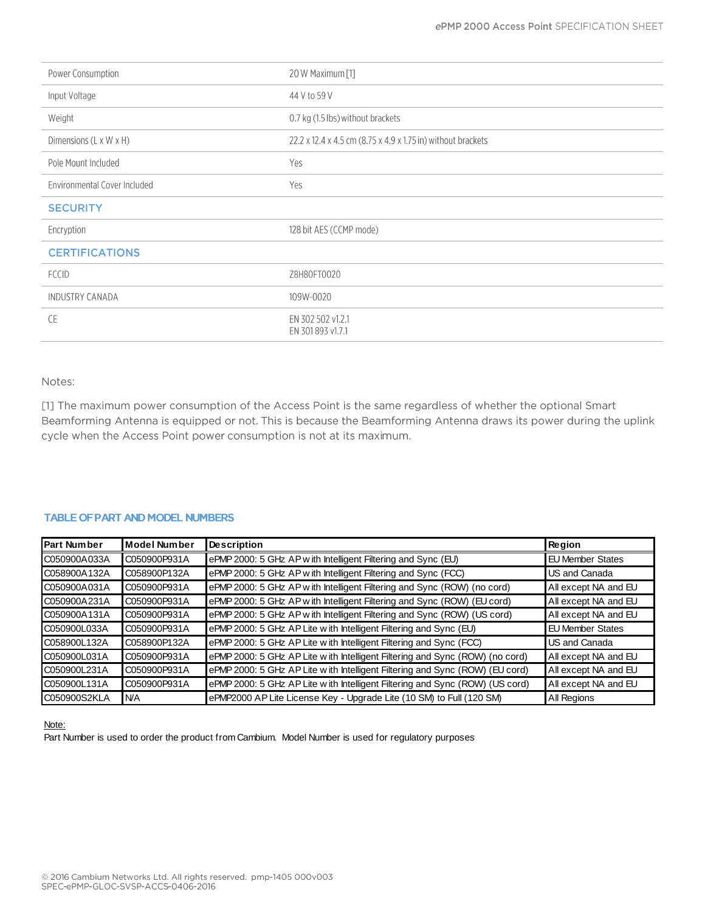| | |
|---|---|
| Power Consumption | 20 W Maximum [1] |
| Input Voltage | 44 V to 59 V |
| Weight | 0.7 kg (1.5 lbs) without brackets |
| Dimensions (L x W x H) | 22.2 x 12.4 x 4.5 cm (8.75 x 4.9 x 1.75 in) without brackets |
| Pole Mount Included | Yes |
| Environmental Cover Included | Yes |
| **SECURITY** | |
| Encryption | 128 bit AES (CCMP mode) |
| **CERTIFICATIONS** | |
| FCCID | Z8H80FT0020 |
| INDUSTRY CANADA | 109W-0020 |
| CE | EN 302 502 v1.2.1<br>EN 301 893 v1.7.1 |

Notes:

[1] The maximum power consumption of the Access Point is the same regardless of whether the optional Smart Beamforming Antenna is equipped or not. This is because the Beamforming Antenna draws its power during the uplink cycle when the Access Point power consumption is not at its maximum.

## TABLE OF PART AND MODEL NUMBERS

| Part Number | Model Number | Description | Region |
|---|---|---|---|
| C050900A033A | C050900P931A | ePMP 2000: 5 GHz AP with Intelligent Filtering and Sync (EU) | EU Member States |
| C058900A132A | C058900P132A | ePMP 2000: 5 GHz AP with Intelligent Filtering and Sync (FCC) | US and Canada |
| C050900A031A | C050900P931A | ePMP 2000: 5 GHz AP with Intelligent Filtering and Sync (ROW) (no cord) | All except NA and EU |
| C050900A231A | C050900P931A | ePMP 2000: 5 GHz AP with Intelligent Filtering and Sync (ROW) (EU cord) | All except NA and EU |
| C050900A131A | C050900P931A | ePMP 2000: 5 GHz AP with Intelligent Filtering and Sync (ROW) (US cord) | All except NA and EU |
| C050900L033A | C050900P931A | ePMP 2000: 5 GHz AP Lite with Intelligent Filtering and Sync (EU) | EU Member States |
| C058900L132A | C058900P132A | ePMP 2000: 5 GHz AP Lite with Intelligent Filtering and Sync (FCC) | US and Canada |
| C050900L031A | C050900P931A | ePMP 2000: 5 GHz AP Lite with Intelligent Filtering and Sync (ROW) (no cord) | All except NA and EU |
| C050900L231A | C050900P931A | ePMP 2000: 5 GHz AP Lite with Intelligent Filtering and Sync (ROW) (EU cord) | All except NA and EU |
| C050900L131A | C050900P931A | ePMP 2000: 5 GHz AP Lite with Intelligent Filtering and Sync (ROW) (US cord) | All except NA and EU |
| C050900S2KLA | N/A | ePMP2000 AP Lite License Key - Upgrade Lite (10 SM) to Full (120 SM) | All Regions |

Note:
Part Number is used to order the product from Cambium. Model Number is used for regulatory purposes

© 2016 Cambium Networks Ltd. All rights reserved. pmp-1405 000v003
SPEC-ePMP-GLOC-SVSP-ACCS-0406-2016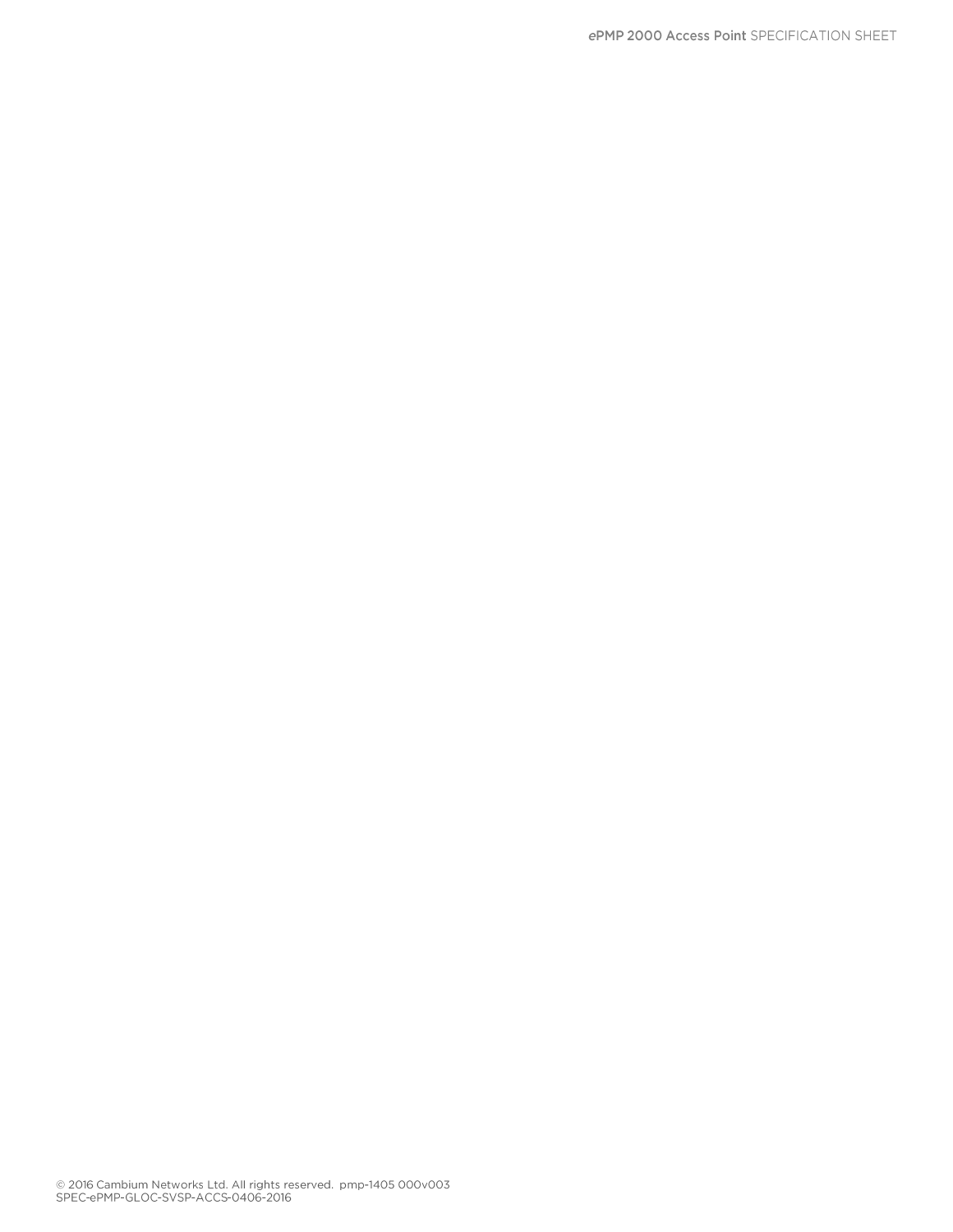© 2016 Cambium Networks Ltd. All rights reserved. pmp-1405 000v003
SPEC-ePMP-GLOC-SVSP-ACCS-0406-2016